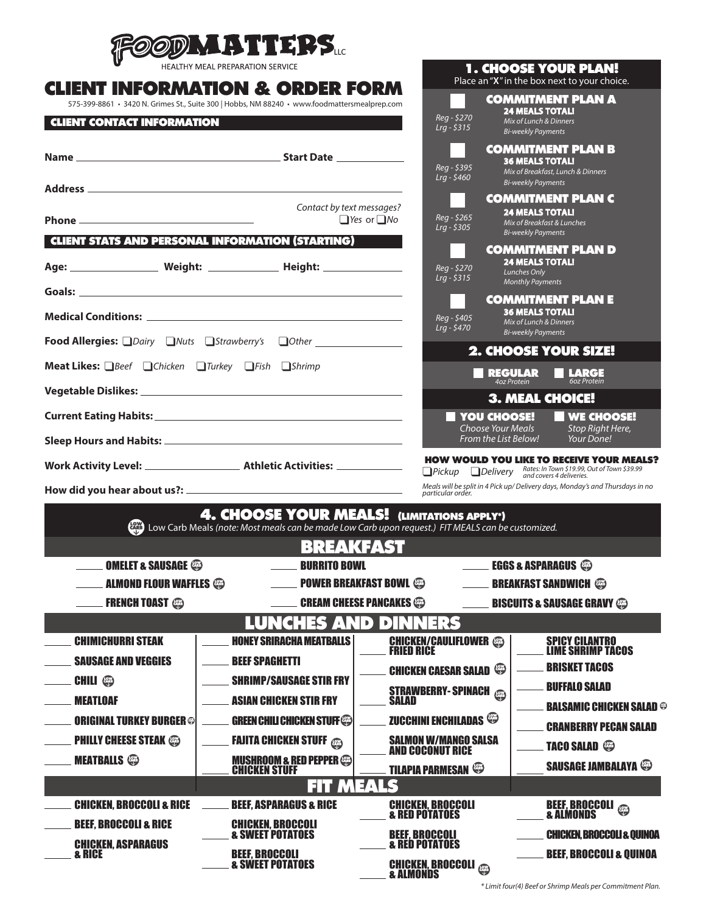# FOODMATTERS LLC

HEALTHY MEAL PREPARATION SERVICE

# CLIENT INFORMATION & ORDER FORM

575-399-8861 • 3420 N. Grimes St., Suite 300 | Hobbs, NM 88240 • www.foodmattersmealprep.com

## CLIENT CONTACT INFORMATION

**Name** ______________________ **Start Date** __________

**Address** ______________________

**Phone** ______________________ *Contact by text messages?* ❑ *Yes* or ❑ *No*

## CLIENT STATS AND PERSONAL INFORMATION (STARTING)

**Age:** __________ **Weight:** __________ **Height:** __________

**Goals:** ______________________

**Medical Conditions:** ______________________

**Food Allergies:** ❑ *Dairy* ❑ *Nuts* ❑ *Strawberry's* ❑ *Other* __________

**Meat Likes:** ❑ *Beef* ❑ *Chicken* ❑ *Turkey* ❑ *Fish* ❑ *Shrimp*

**Vegetable Dislikes:** ______________________

**Current Eating Habits:** ______________________

**Sleep Hours and Habits:** ______________________

**Work Activity Level:** __________ **Athletic Activities:** __________

**How did you hear about us?:** ______________________

## 1. CHOOSE YOUR PLAN!

Place an "**X**" in the box next to your choice.

| | Price | Plan |
|---|---|---|
| ❑ | *Reg - $270*<br>*Lrg - $315* | **COMMITMENT PLAN A** – **24 MEALS TOTAL!** *Mix of Lunch & Dinners* *Bi-weekly Payments* |
| ❑ | *Reg - $395*<br>*Lrg - $460* | **COMMITMENT PLAN B** – **36 MEALS TOTAL!** *Mix of Breakfast, Lunch & Dinners* *Bi-weekly Payments* |
| ❑ | *Reg - $265*<br>*Lrg - $305* | **COMMITMENT PLAN C** – **24 MEALS TOTAL!** *Mix of Breakfast & Lunches* *Bi-weekly Payments* |
| ❑ | *Reg - $270*<br>*Lrg - $315* | **COMMITMENT PLAN D** – **24 MEALS TOTAL!** *Lunches Only* *Monthly Payments* |
| ❑ | *Reg - $405*<br>*Lrg - $470* | **COMMITMENT PLAN E** – **36 MEALS TOTAL!** *Mix of Lunch & Dinners* *Bi-weekly Payments* |

## 2. CHOOSE YOUR SIZE!

❑ **REGULAR** *4oz Protein* ❑ **LARGE** *6oz Protein*

## 3. MEAL CHOICE!

❑ **YOU CHOOSE!** *Choose Your Meals From the List Below!*
❑ **WE CHOOSE!** *Stop Right Here, Your Done!*

**HOW WOULD YOU LIKE TO RECEIVE YOUR MEALS?**

❑ *Pickup* ❑ *Delivery* *Rates: In Town $19.99, Out of Town $39.99 and covers 4 deliveries.*

*Meals will be split in 4 Pick up/ Delivery days, Monday's and Thursdays in no particular order.*

## 4. CHOOSE YOUR MEALS! (LIMITATIONS APPLY*)

(LOW CARB) Low Carb Meals *(note: Most meals can be made Low Carb upon request.)* *FIT MEALS can be customized.*

### BREAKFAST

- ____ OMELET & SAUSAGE (LOW CARB)
- ____ ALMOND FLOUR WAFFLES (LOW CARB)
- ____ FRENCH TOAST (LOW CARB)
- ____ BURRITO BOWL
- ____ POWER BREAKFAST BOWL (LOW CARB)
- ____ CREAM CHEESE PANCAKES (LOW CARB)
- ____ EGGS & ASPARAGUS (LOW CARB)
- ____ BREAKFAST SANDWICH (LOW CARB)
- ____ BISCUITS & SAUSAGE GRAVY (LOW CARB)

### LUNCHES AND DINNERS

- ____ CHIMICHURRI STEAK
- ____ SAUSAGE AND VEGGIES
- ____ CHILI (LOW CARB)
- ____ MEATLOAF
- ____ ORIGINAL TURKEY BURGER (LOW CARB)
- ____ PHILLY CHEESE STEAK (LOW CARB)
- ____ MEATBALLS (LOW CARB)
- ____ HONEY SRIRACHA MEATBALLS
- ____ BEEF SPAGHETTI
- ____ SHRIMP/SAUSAGE STIR FRY
- ____ ASIAN CHICKEN STIR FRY
- ____ GREEN CHILI CHICKEN STUFF (LOW CARB)
- ____ FAJITA CHICKEN STUFF (LOW CARB)
- ____ MUSHROOM & RED PEPPER CHICKEN STUFF (LOW CARB)
- ____ CHICKEN/CAULIFLOWER FRIED RICE (LOW CARB)
- ____ CHICKEN CAESAR SALAD (LOW CARB)
- ____ STRAWBERRY- SPINACH SALAD (LOW CARB)
- ____ ZUCCHINI ENCHILADAS (LOW CARB)
- ____ SALMON W/MANGO SALSA AND COCONUT RICE
- ____ TILAPIA PARMESAN (LOW CARB)
- ____ SPICY CILANTRO LIME SHRIMP TACOS
- ____ BRISKET TACOS
- ____ BUFFALO SALAD
- ____ BALSAMIC CHICKEN SALAD (LOW CARB)
- ____ CRANBERRY PECAN SALAD
- ____ TACO SALAD (LOW CARB)
- ____ SAUSAGE JAMBALAYA (LOW CARB)

### FIT MEALS

- ____ CHICKEN, BROCCOLI & RICE
- ____ BEEF, BROCCOLI & RICE
- ____ CHICKEN, ASPARAGUS & RICE
- ____ BEEF, ASPARAGUS & RICE
- ____ CHICKEN, BROCCOLI & SWEET POTATOES
- ____ BEEF, BROCCOLI & SWEET POTATOES
- ____ CHICKEN, BROCCOLI & RED POTATOES
- ____ BEEF, BROCCOLI & RED POTATOES
- ____ CHICKEN, BROCCOLI & ALMONDS (LOW CARB)
- ____ BEEF, BROCCOLI & ALMONDS (LOW CARB)
- ____ CHICKEN, BROCCOLI & QUINOA
- ____ BEEF, BROCCOLI & QUINOA

*\* Limit four(4) Beef or Shrimp Meals per Commitment Plan.*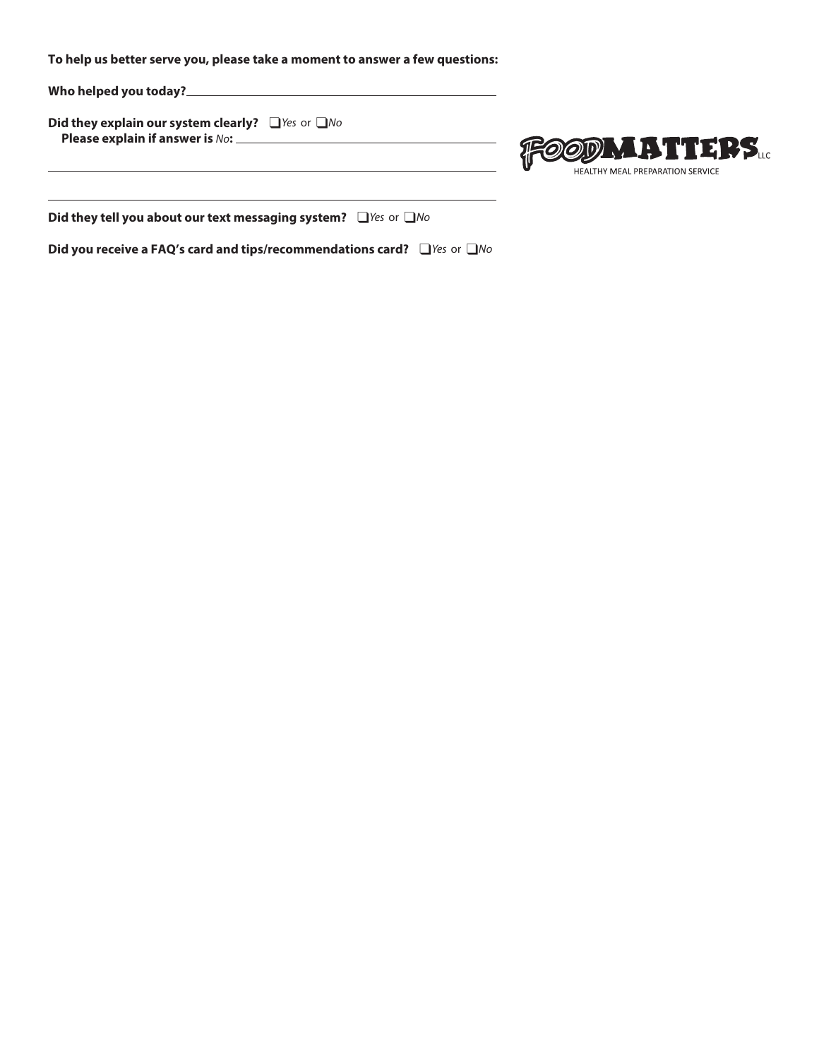**To help us better serve you, please take a moment to answer a few questions:**

**Who helped you today?**\_\_\_\_\_\_\_\_\_\_\_\_\_\_\_\_\_\_\_\_\_\_\_\_\_\_\_\_\_\_\_\_\_\_\_\_\_\_\_\_

**Did they explain our system clearly?** ❑ *Yes* or ❑ *No*

**Please explain if answer is** ***No*****:** \_\_\_\_\_\_\_\_\_\_\_\_\_\_\_\_\_\_\_\_\_\_\_\_\_\_\_\_\_\_\_\_\_\_\_\_

\_\_\_\_\_\_\_\_\_\_\_\_\_\_\_\_\_\_\_\_\_\_\_\_\_\_\_\_\_\_\_\_\_\_\_\_\_\_\_\_\_\_\_\_\_\_\_\_\_\_\_\_\_\_\_\_\_\_\_\_

\_\_\_\_\_\_\_\_\_\_\_\_\_\_\_\_\_\_\_\_\_\_\_\_\_\_\_\_\_\_\_\_\_\_\_\_\_\_\_\_\_\_\_\_\_\_\_\_\_\_\_\_\_\_\_\_\_\_\_\_

FOODMATTERS LLC
HEALTHY MEAL PREPARATION SERVICE

**Did they tell you about our text messaging system?** ❑ *Yes* or ❑ *No*

**Did you receive a FAQ's card and tips/recommendations card?** ❑ *Yes* or ❑ *No*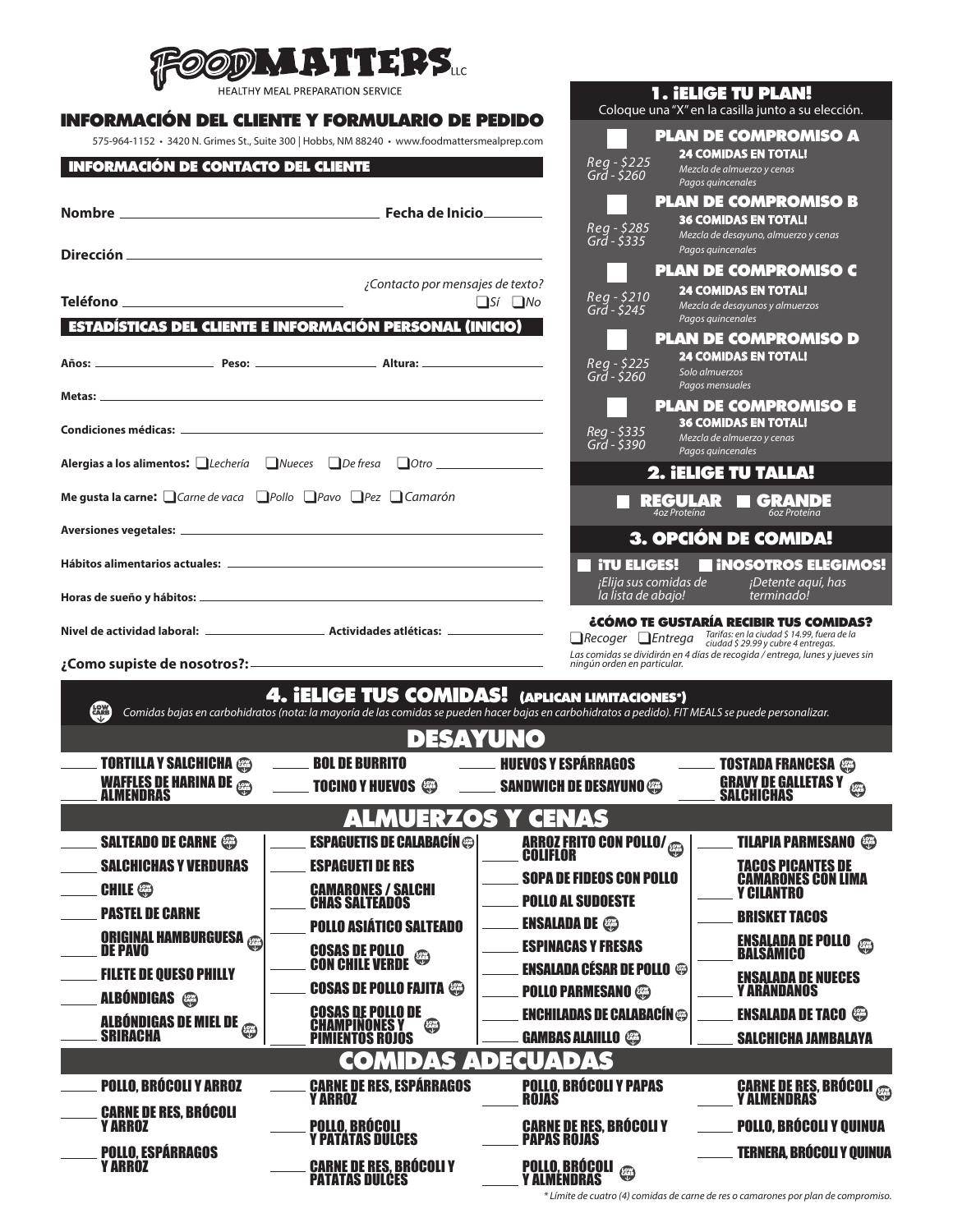# FOODMATTERS LLC

HEALTHY MEAL PREPARATION SERVICE

## INFORMACIÓN DEL CLIENTE Y FORMULARIO DE PEDIDO

575-964-1152 • 3420 N. Grimes St., Suite 300 | Hobbs, NM 88240 • www.foodmattersmealprep.com

### INFORMACIÓN DE CONTACTO DEL CLIENTE

**Nombre** ______________________ **Fecha de Inicio** __________

**Dirección** ______________________

**Teléfono** ______________________ *¿Contacto por mensajes de texto?* ❑ *Sí* ❑ *No*

### ESTADÍSTICAS DEL CLIENTE E INFORMACIÓN PERSONAL (INICIO)

**Años:** __________ **Peso:** __________ **Altura:** __________

**Metas:** ______________________

**Condiciones médicas:** ______________________

**Alergias a los alimentos:** ❑ *Lechería* ❑ *Nueces* ❑ *De fresa* ❑ *Otro* __________

**Me gusta la carne:** ❑ *Carne de vaca* ❑ *Pollo* ❑ *Pavo* ❑ *Pez* ❑ *Camarón*

**Aversiones vegetales:** ______________________

**Hábitos alimentarios actuales:** ______________________

**Horas de sueño y hábitos:** ______________________

**Nivel de actividad laboral:** __________ **Actividades atléticas:** __________

**¿Como supiste de nosotros?:** ______________________

## 1. ¡ELIGE TU PLAN!

Coloque una "X" en la casilla junto a su elección.

- ❑ **PLAN DE COMPROMISO A** — *Reg - $225 / Grd - $260* — **24 COMIDAS EN TOTAL!** *Mezcla de almuerzo y cenas. Pagos quincenales*
- ❑ **PLAN DE COMPROMISO B** — *Reg - $285 / Grd - $335* — **36 COMIDAS EN TOTAL!** *Mezcla de desayuno, almuerzo y cenas. Pagos quincenales*
- ❑ **PLAN DE COMPROMISO C** — *Reg - $210 / Grd - $245* — **24 COMIDAS EN TOTAL!** *Mezcla de desayunos y almuerzos. Pagos quincenales*
- ❑ **PLAN DE COMPROMISO D** — *Reg - $225 / Grd - $260* — **24 COMIDAS EN TOTAL!** *Solo almuerzos. Pagos mensuales*
- ❑ **PLAN DE COMPROMISO E** — *Reg - $335 / Grd - $390* — **36 COMIDAS EN TOTAL!** *Mezcla de almuerzo y cenas. Pagos quincenales*

## 2. ¡ELIGE TU TALLA!

❑ **REGULAR** *4oz Proteína* ❑ **GRANDE** *6oz Proteína*

## 3. OPCIÓN DE COMIDA!

❑ **¡TU ELIGES!** *¡Elija sus comidas de la lista de abajo!*
❑ **¡NOSOTROS ELEGIMOS!** *¡Detente aquí, has terminado!*

### ¿CÓMO TE GUSTARÍA RECIBIR TUS COMIDAS?

❑ *Recoger* ❑ *Entrega* *Tarifas: en la ciudad $ 14.99, fuera de la ciudad $ 29.99 y cubre 4 entregas.*

*Las comidas se dividirán en 4 días de recogida / entrega, lunes y jueves sin ningún orden en particular.*

## 4. ¡ELIGE TUS COMIDAS! (APLICAN LIMITACIONES*)

LOW CARB: *Comidas bajas en carbohidratos (nota: la mayoría de las comidas se pueden hacer bajas en carbohidratos a pedido). FIT MEALS se puede personalizar.*

### DESAYUNO

- ____ TORTILLA Y SALCHICHA (LOW CARB)
- ____ WAFFLES DE HARINA DE ALMENDRAS (LOW CARB)
- ____ BOL DE BURRITO
- ____ TOCINO Y HUEVOS (LOW CARB)
- ____ HUEVOS Y ESPÁRRAGOS
- ____ SANDWICH DE DESAYUNO (LOW CARB)
- ____ TOSTADA FRANCESA (LOW CARB)
- ____ GRAVY DE GALLETAS Y SALCHICHAS (LOW CARB)

### ALMUERZOS Y CENAS

- ____ SALTEADO DE CARNE (LOW CARB)
- ____ SALCHICHAS Y VERDURAS
- ____ CHILE (LOW CARB)
- ____ PASTEL DE CARNE
- ____ ORIGINAL HAMBURGUESA DE PAVO (LOW CARB)
- ____ FILETE DE QUESO PHILLY
- ____ ALBÓNDIGAS (LOW CARB)
- ____ ALBÓNDIGAS DE MIEL DE SRIRACHA (LOW CARB)
- ____ ESPAGUETIS DE CALABACÍN (LOW CARB)
- ____ ESPAGUETI DE RES
- ____ CAMARONES / SALCHICHAS SALTEADOS
- ____ POLLO ASIÁTICO SALTEADO
- ____ COSAS DE POLLO CON CHILE VERDE (LOW CARB)
- ____ COSAS DE POLLO FAJITA (LOW CARB)
- ____ COSAS DE POLLO DE CHAMPIÑONES Y PIMIENTOS ROJOS (LOW CARB)
- ____ ARROZ FRITO CON POLLO/COLIFLOR (LOW CARB)
- ____ SOPA DE FIDEOS CON POLLO
- ____ POLLO AL SUDOESTE
- ____ ENSALADA DE (LOW CARB)
- ____ ESPINACAS Y FRESAS
- ____ ENSALADA CÉSAR DE POLLO (LOW CARB)
- ____ POLLO PARMESANO (LOW CARB)
- ____ ENCHILADAS DE CALABACÍN (LOW CARB)
- ____ GAMBAS ALAJILLO (LOW CARB)
- ____ TILAPIA PARMESANO (LOW CARB)
- ____ TACOS PICANTES DE CAMARONES CON LIMA Y CILANTRO
- ____ BRISKET TACOS
- ____ ENSALADA DE POLLO BALSAMICO (LOW CARB)
- ____ ENSALADA DE NUECES Y ARÁNDANOS
- ____ ENSALADA DE TACO (LOW CARB)
- ____ SALCHICHA JAMBALAYA

### COMIDAS ADECUADAS

- ____ POLLO, BRÓCOLI Y ARROZ
- ____ CARNE DE RES, BRÓCOLI Y ARROZ
- ____ POLLO, ESPÁRRAGOS Y ARROZ
- ____ CARNE DE RES, ESPÁRRAGOS Y ARROZ
- ____ POLLO, BRÓCOLI Y PATATAS DULCES
- ____ CARNE DE RES, BRÓCOLI Y PATATAS DULCES
- ____ POLLO, BRÓCOLI Y PAPAS ROJAS
- ____ CARNE DE RES, BRÓCOLI Y PAPAS ROJAS
- ____ POLLO, BRÓCOLI Y ALMENDRAS (LOW CARB)
- ____ CARNE DE RES, BRÓCOLI Y ALMENDRAS (LOW CARB)
- ____ POLLO, BRÓCOLI Y QUINUA
- ____ TERNERA, BRÓCOLI Y QUINUA

*\* Límite de cuatro (4) comidas de carne de res o camarones por plan de compromiso.*